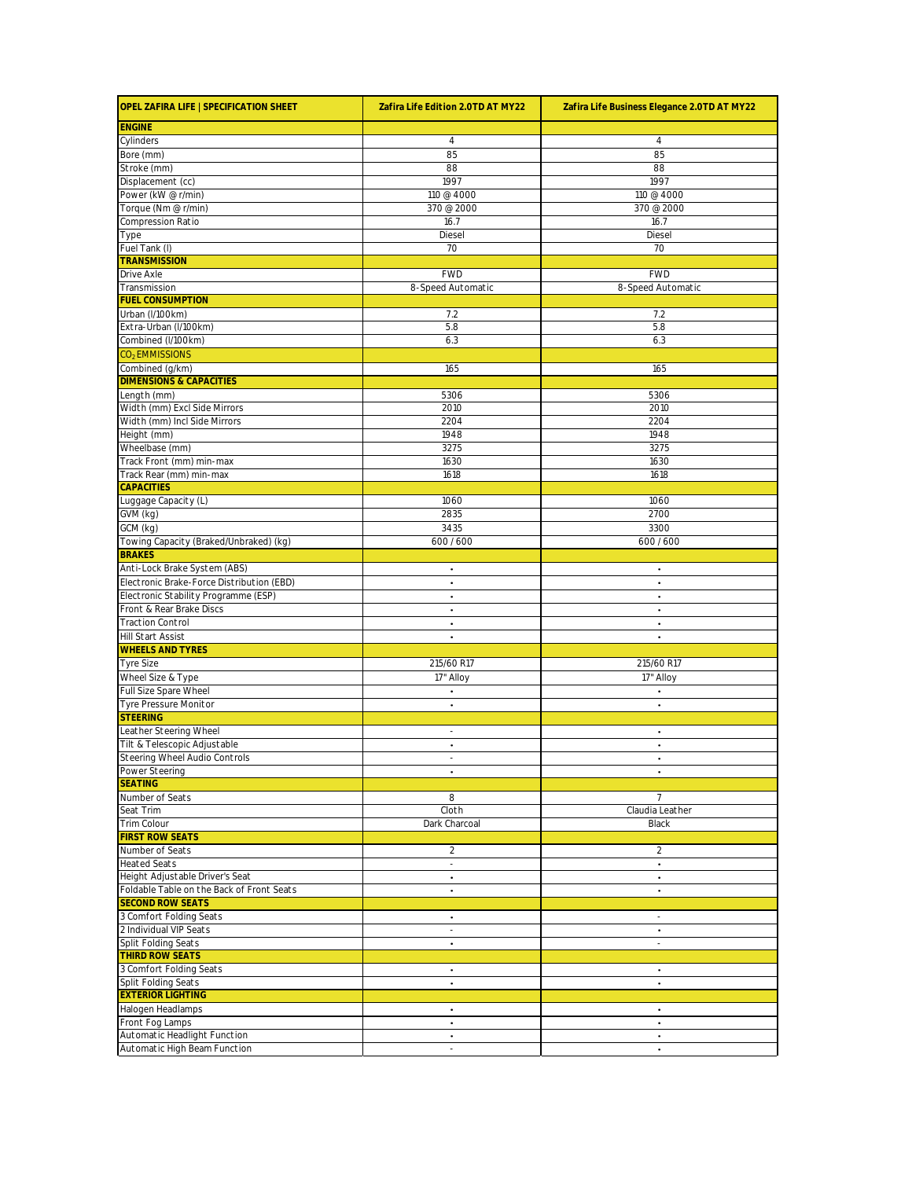| OPEL ZAFIRA LIFE \| SPECIFICATION SHEET | Zafira Life Edition 2.0TD AT MY22 | Zafira Life Business Elegance 2.0TD AT MY22 |
|---|---|---|
| **ENGINE** | | |
| Cylinders | 4 | 4 |
| Bore (mm) | 85 | 85 |
| Stroke (mm) | 88 | 88 |
| Displacement (cc) | 1997 | 1997 |
| Power (kW @ r/min) | 110 @ 4000 | 110 @ 4000 |
| Torque (Nm @ r/min) | 370 @ 2000 | 370 @ 2000 |
| Compression Ratio | 16.7 | 16.7 |
| Type | Diesel | Diesel |
| Fuel Tank (l) | 70 | 70 |
| **TRANSMISSION** | | |
| Drive Axle | FWD | FWD |
| Transmission | 8-Speed Automatic | 8-Speed Automatic |
| **FUEL CONSUMPTION** | | |
| Urban (l/100km) | 7.2 | 7.2 |
| Extra-Urban (l/100km) | 5.8 | 5.8 |
| Combined (l/100km) | 6.3 | 6.3 |
| $CO_2$ EMMISSIONS | | |
| Combined (g/km) | 165 | 165 |
| **DIMENSIONS & CAPACITIES** | | |
| Length (mm) | 5306 | 5306 |
| Width (mm) Excl Side Mirrors | 2010 | 2010 |
| Width (mm) Incl Side Mirrors | 2204 | 2204 |
| Height (mm) | 1948 | 1948 |
| Wheelbase (mm) | 3275 | 3275 |
| Track Front (mm) min-max | 1630 | 1630 |
| Track Rear (mm) min-max | 1618 | 1618 |
| **CAPACITIES** | | |
| Luggage Capacity (L) | 1060 | 1060 |
| GVM (kg) | 2835 | 2700 |
| GCM (kg) | 3435 | 3300 |
| Towing Capacity (Braked/Unbraked) (kg) | 600 / 600 | 600 / 600 |
| **BRAKES** | | |
| Anti-Lock Brake System (ABS) | • | • |
| Electronic Brake-Force Distribution (EBD) | • | • |
| Electronic Stability Programme (ESP) | • | • |
| Front & Rear Brake Discs | • | • |
| Traction Control | • | • |
| Hill Start Assist | • | • |
| **WHEELS AND TYRES** | | |
| Tyre Size | 215/60 R17 | 215/60 R17 |
| Wheel Size & Type | 17" Alloy | 17" Alloy |
| Full Size Spare Wheel | • | • |
| Tyre Pressure Monitor | • | • |
| **STEERING** | | |
| Leather Steering Wheel | - | • |
| Tilt & Telescopic Adjustable | • | • |
| Steering Wheel Audio Controls | - | • |
| Power Steering | • | • |
| **SEATING** | | |
| Number of Seats | 8 | 7 |
| Seat Trim | Cloth | Claudia Leather |
| Trim Colour | Dark Charcoal | Black |
| **FIRST ROW SEATS** | | |
| Number of Seats | 2 | 2 |
| Heated Seats | - | • |
| Height Adjustable Driver's Seat | • | • |
| Foldable Table on the Back of Front Seats | • | • |
| **SECOND ROW SEATS** | | |
| 3 Comfort Folding Seats | • | - |
| 2 Individual VIP Seats | - | • |
| Split Folding Seats | • | - |
| **THIRD ROW SEATS** | | |
| 3 Comfort Folding Seats | • | • |
| Split Folding Seats | • | • |
| **EXTERIOR LIGHTING** | | |
| Halogen Headlamps | • | • |
| Front Fog Lamps | • | • |
| Automatic Headlight Function | • | • |
| Automatic High Beam Function | - | • |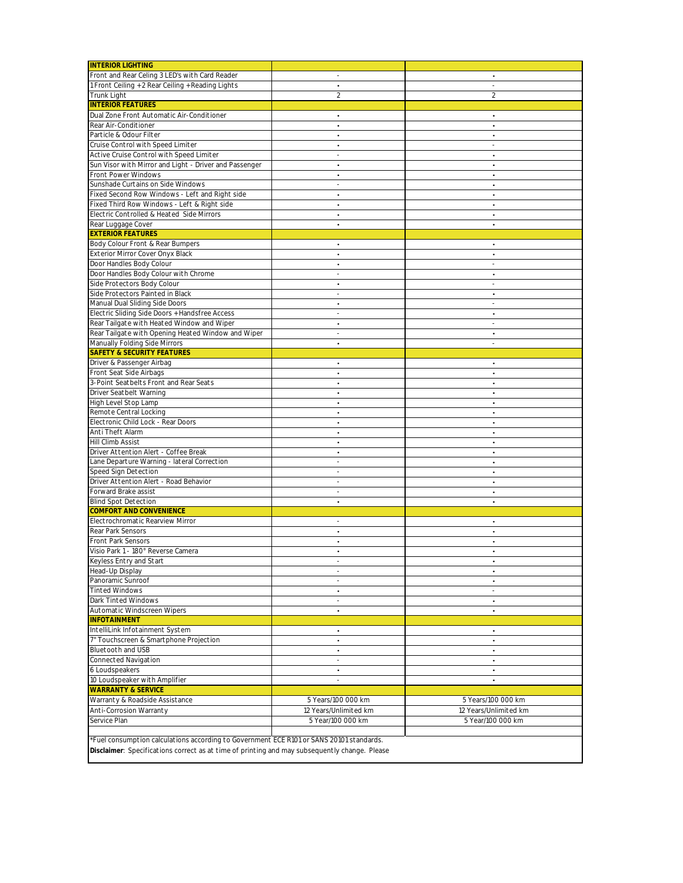| | | |
|---|---|---|
| **INTERIOR LIGHTING** | | |
| Front and Rear Celing 3 LED's with Card Reader | - | • |
| 1 Front Ceiling + 2 Rear Ceiling + Reading Lights | • | - |
| Trunk Light | 2 | 2 |
| **INTERIOR FEATURES** | | |
| Dual Zone Front Automatic Air-Conditioner | • | • |
| Rear Air-Conditioner | • | • |
| Particle & Odour Filter | • | • |
| Cruise Control with Speed Limiter | • | - |
| Active Cruise Control with Speed Limiter | - | • |
| Sun Visor with Mirror and Light - Driver and Passenger | • | • |
| Front Power Windows | • | • |
| Sunshade Curtains on Side Windows | - | • |
| Fixed Second Row Windows - Left and Right side | • | • |
| Fixed Third Row Windows - Left & Right side | • | • |
| Electric Controlled & Heated Side Mirrors | • | • |
| Rear Luggage Cover | • | • |
| **EXTERIOR FEATURES** | | |
| Body Colour Front & Rear Bumpers | • | • |
| Exterior Mirror Cover Onyx Black | • | • |
| Door Handles Body Colour | • | - |
| Door Handles Body Colour with Chrome | - | • |
| Side Protectors Body Colour | • | - |
| Side Protectors Painted in Black | - | • |
| Manual Dual Sliding Side Doors | • | - |
| Electric Sliding Side Doors + Handsfree Access | - | • |
| Rear Tailgate with Heated Window and Wiper | • | - |
| Rear Tailgate with Opening Heated Window and Wiper | - | • |
| Manually Folding Side Mirrors | • | - |
| **SAFETY & SECURITY FEATURES** | | |
| Driver & Passenger Airbag | • | • |
| Front Seat Side Airbags | • | • |
| 3-Point Seatbelts Front and Rear Seats | • | • |
| Driver Seatbelt Warning | • | • |
| High Level Stop Lamp | • | • |
| Remote Central Locking | • | • |
| Electronic Child Lock - Rear Doors | • | • |
| Anti Theft Alarm | • | • |
| Hill Climb Assist | • | • |
| Driver Attention Alert - Coffee Break | • | • |
| Lane Departure Warning - lateral Correction | - | • |
| Speed Sign Detection | - | • |
| Driver Attention Alert - Road Behavior | - | • |
| Forward Brake assist | - | • |
| Blind Spot Detection | • | • |
| **COMFORT AND CONVENIENCE** | | |
| Electrochromatic Rearview Mirror | - | • |
| Rear Park Sensors | • | • |
| Front Park Sensors | • | • |
| Visio Park 1 - 180° Reverse Camera | • | • |
| Keyless Entry and Start | - | • |
| Head-Up Display | - | • |
| Panoramic Sunroof | - | • |
| Tinted Windows | • | - |
| Dark Tinted Windows | - | • |
| Automatic Windscreen Wipers | • | • |
| **INFOTAINMENT** | | |
| IntelliLink Infotainment System | • | • |
| 7" Touchscreen & Smartphone Projection | • | • |
| Bluetooth and USB | • | • |
| Connected Navigation | - | • |
| 6 Loudspeakers | • | • |
| 10 Loudspeaker with Amplifier | - | • |
| **WARRANTY & SERVICE** | | |
| Warranty & Roadside Assistance | 5 Years/100 000 km | 5 Years/100 000 km |
| Anti-Corrosion Warranty | 12 Years/Unlimited km | 12 Years/Unlimited km |
| Service Plan | 5 Year/100 000 km | 5 Year/100 000 km |

*Fuel consumption calculations according to Government ECE R101 or SANS 20101 standards.

**Disclaimer**: Specifications correct as at time of printing and may subsequently change. Please